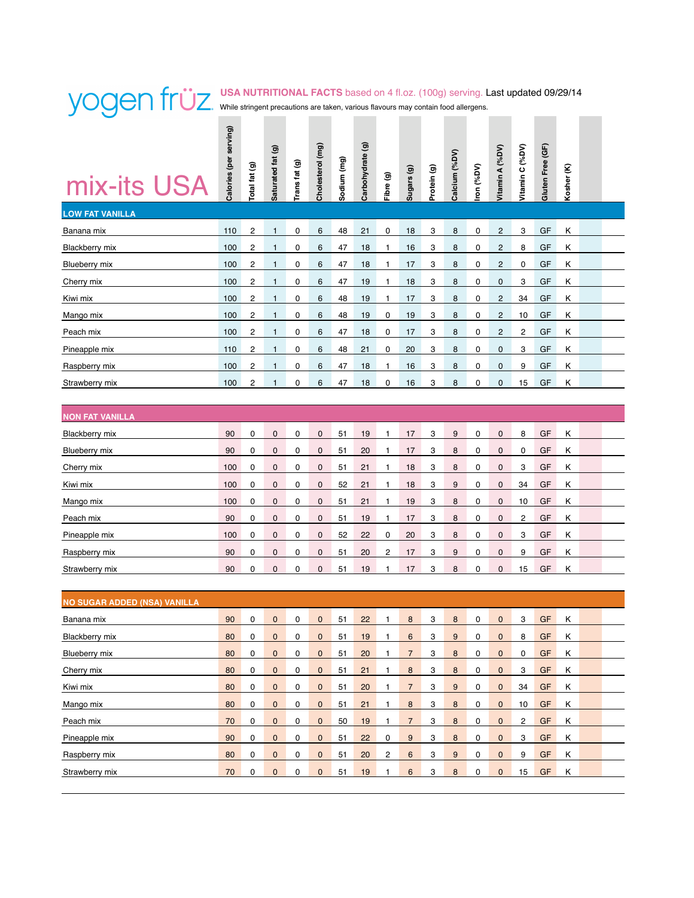# yogen früz

**USA NUTRITIONAL FACTS** based on 4 fl.oz. (100g) serving. Last updated 09/29/14

While stringent precautions are taken, various flavours may contain food allergens.

## mix-its USA

| | Calories (per serving) | Total fat (g) | Saturated fat (g) | Trans fat (g) | Cholesterol (mg) | Sodium (mg) | Carbohydrate (g) | Fibre (g) | Sugars (g) | Protein (g) | Calcium (%DV) | Iron (%DV) | Vitamin A (%DV) | Vitamin C (%DV) | Gluten Free (GF) | Kosher (K) |
|---|---|---|---|---|---|---|---|---|---|---|---|---|---|---|---|---|
| **LOW FAT VANILLA** | | | | | | | | | | | | | | | | |
| Banana mix | 110 | 2 | 1 | 0 | 6 | 48 | 21 | 0 | 18 | 3 | 8 | 0 | 2 | 3 | GF | K |
| Blackberry mix | 100 | 2 | 1 | 0 | 6 | 47 | 18 | 1 | 16 | 3 | 8 | 0 | 2 | 8 | GF | K |
| Blueberry mix | 100 | 2 | 1 | 0 | 6 | 47 | 18 | 1 | 17 | 3 | 8 | 0 | 2 | 0 | GF | K |
| Cherry mix | 100 | 2 | 1 | 0 | 6 | 47 | 19 | 1 | 18 | 3 | 8 | 0 | 0 | 3 | GF | K |
| Kiwi mix | 100 | 2 | 1 | 0 | 6 | 48 | 19 | 1 | 17 | 3 | 8 | 0 | 2 | 34 | GF | K |
| Mango mix | 100 | 2 | 1 | 0 | 6 | 48 | 19 | 0 | 19 | 3 | 8 | 0 | 2 | 10 | GF | K |
| Peach mix | 100 | 2 | 1 | 0 | 6 | 47 | 18 | 0 | 17 | 3 | 8 | 0 | 2 | 2 | GF | K |
| Pineapple mix | 110 | 2 | 1 | 0 | 6 | 48 | 21 | 0 | 20 | 3 | 8 | 0 | 0 | 3 | GF | K |
| Raspberry mix | 100 | 2 | 1 | 0 | 6 | 47 | 18 | 1 | 16 | 3 | 8 | 0 | 0 | 9 | GF | K |
| Strawberry mix | 100 | 2 | 1 | 0 | 6 | 47 | 18 | 0 | 16 | 3 | 8 | 0 | 0 | 15 | GF | K |
| **NON FAT VANILLA** | | | | | | | | | | | | | | | | |
| Blackberry mix | 90 | 0 | 0 | 0 | 0 | 51 | 19 | 1 | 17 | 3 | 9 | 0 | 0 | 8 | GF | K |
| Blueberry mix | 90 | 0 | 0 | 0 | 0 | 51 | 20 | 1 | 17 | 3 | 8 | 0 | 0 | 0 | GF | K |
| Cherry mix | 100 | 0 | 0 | 0 | 0 | 51 | 21 | 1 | 18 | 3 | 8 | 0 | 0 | 3 | GF | K |
| Kiwi mix | 100 | 0 | 0 | 0 | 0 | 52 | 21 | 1 | 18 | 3 | 9 | 0 | 0 | 34 | GF | K |
| Mango mix | 100 | 0 | 0 | 0 | 0 | 51 | 21 | 1 | 19 | 3 | 8 | 0 | 0 | 10 | GF | K |
| Peach mix | 90 | 0 | 0 | 0 | 0 | 51 | 19 | 1 | 17 | 3 | 8 | 0 | 0 | 2 | GF | K |
| Pineapple mix | 100 | 0 | 0 | 0 | 0 | 52 | 22 | 0 | 20 | 3 | 8 | 0 | 0 | 3 | GF | K |
| Raspberry mix | 90 | 0 | 0 | 0 | 0 | 51 | 20 | 2 | 17 | 3 | 9 | 0 | 0 | 9 | GF | K |
| Strawberry mix | 90 | 0 | 0 | 0 | 0 | 51 | 19 | 1 | 17 | 3 | 8 | 0 | 0 | 15 | GF | K |
| **NO SUGAR ADDED (NSA) VANILLA** | | | | | | | | | | | | | | | | |
| Banana mix | 90 | 0 | 0 | 0 | 0 | 51 | 22 | 1 | 8 | 3 | 8 | 0 | 0 | 3 | GF | K |
| Blackberry mix | 80 | 0 | 0 | 0 | 0 | 51 | 19 | 1 | 6 | 3 | 9 | 0 | 0 | 8 | GF | K |
| Blueberry mix | 80 | 0 | 0 | 0 | 0 | 51 | 20 | 1 | 7 | 3 | 8 | 0 | 0 | 0 | GF | K |
| Cherry mix | 80 | 0 | 0 | 0 | 0 | 51 | 21 | 1 | 8 | 3 | 8 | 0 | 0 | 3 | GF | K |
| Kiwi mix | 80 | 0 | 0 | 0 | 0 | 51 | 20 | 1 | 7 | 3 | 9 | 0 | 0 | 34 | GF | K |
| Mango mix | 80 | 0 | 0 | 0 | 0 | 51 | 21 | 1 | 8 | 3 | 8 | 0 | 0 | 10 | GF | K |
| Peach mix | 70 | 0 | 0 | 0 | 0 | 50 | 19 | 1 | 7 | 3 | 8 | 0 | 0 | 2 | GF | K |
| Pineapple mix | 90 | 0 | 0 | 0 | 0 | 51 | 22 | 0 | 9 | 3 | 8 | 0 | 0 | 3 | GF | K |
| Raspberry mix | 80 | 0 | 0 | 0 | 0 | 51 | 20 | 2 | 6 | 3 | 9 | 0 | 0 | 9 | GF | K |
| Strawberry mix | 70 | 0 | 0 | 0 | 0 | 51 | 19 | 1 | 6 | 3 | 8 | 0 | 0 | 15 | GF | K |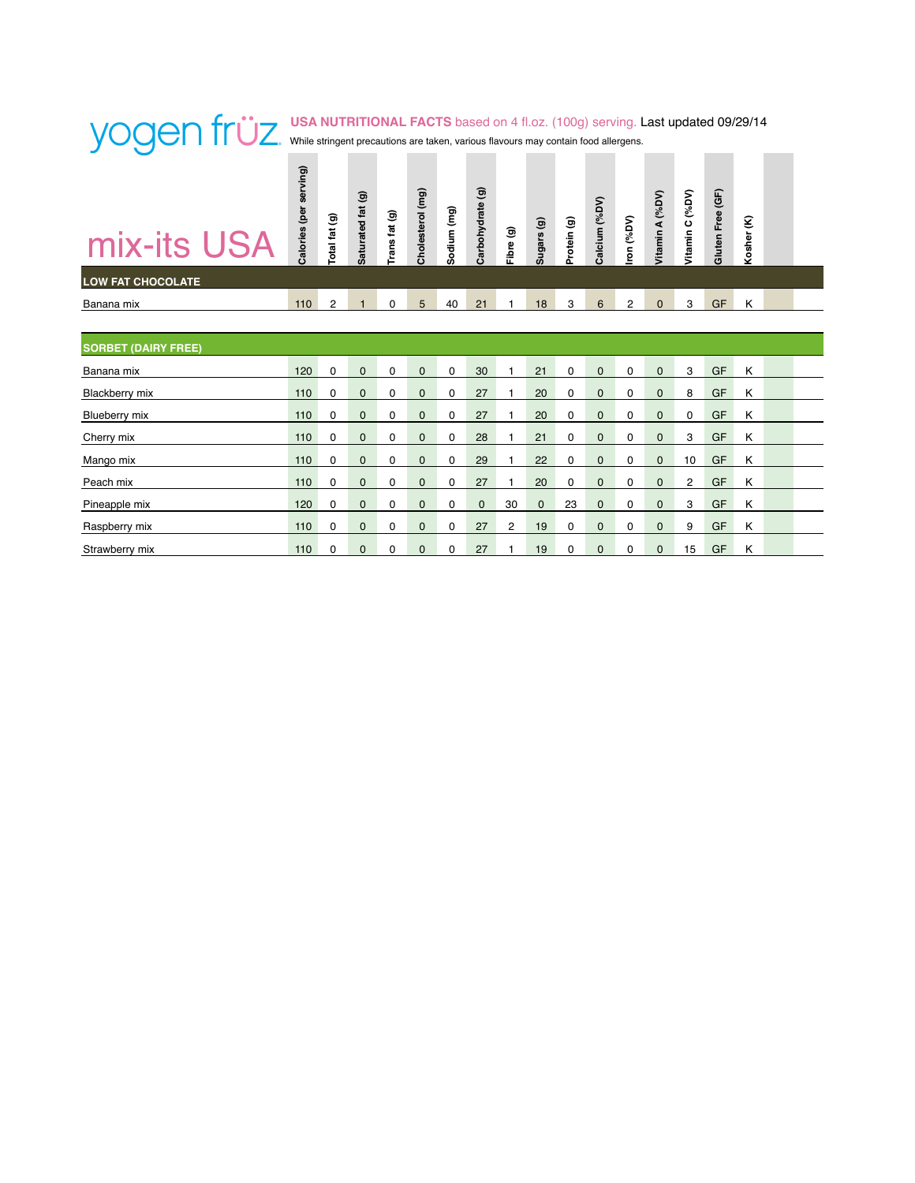# yogen früz

**USA NUTRITIONAL FACTS** based on 4 fl.oz. (100g) serving. Last updated 09/29/14

While stringent precautions are taken, various flavours may contain food allergens.

## mix-its USA

| | Calories (per serving) | Total fat (g) | Saturated fat (g) | Trans fat (g) | Cholesterol (mg) | Sodium (mg) | Carbohydrate (g) | Fibre (g) | Sugars (g) | Protein (g) | Calcium (%DV) | Iron (%DV) | Vitamin A (%DV) | Vitamin C (%DV) | Gluten Free (GF) | Kosher (K) |
|---|---|---|---|---|---|---|---|---|---|---|---|---|---|---|---|---|
| **LOW FAT CHOCOLATE** | | | | | | | | | | | | | | | | |
| Banana mix | 110 | 2 | 1 | 0 | 5 | 40 | 21 | 1 | 18 | 3 | 6 | 2 | 0 | 3 | GF | K |
| **SORBET (DAIRY FREE)** | | | | | | | | | | | | | | | | |
| Banana mix | 120 | 0 | 0 | 0 | 0 | 0 | 30 | 1 | 21 | 0 | 0 | 0 | 0 | 3 | GF | K |
| Blackberry mix | 110 | 0 | 0 | 0 | 0 | 0 | 27 | 1 | 20 | 0 | 0 | 0 | 0 | 8 | GF | K |
| Blueberry mix | 110 | 0 | 0 | 0 | 0 | 0 | 27 | 1 | 20 | 0 | 0 | 0 | 0 | 0 | GF | K |
| Cherry mix | 110 | 0 | 0 | 0 | 0 | 0 | 28 | 1 | 21 | 0 | 0 | 0 | 0 | 3 | GF | K |
| Mango mix | 110 | 0 | 0 | 0 | 0 | 0 | 29 | 1 | 22 | 0 | 0 | 0 | 0 | 10 | GF | K |
| Peach mix | 110 | 0 | 0 | 0 | 0 | 0 | 27 | 1 | 20 | 0 | 0 | 0 | 0 | 2 | GF | K |
| Pineapple mix | 120 | 0 | 0 | 0 | 0 | 0 | 0 | 30 | 0 | 23 | 0 | 0 | 0 | 3 | GF | K |
| Raspberry mix | 110 | 0 | 0 | 0 | 0 | 0 | 27 | 2 | 19 | 0 | 0 | 0 | 0 | 9 | GF | K |
| Strawberry mix | 110 | 0 | 0 | 0 | 0 | 0 | 27 | 1 | 19 | 0 | 0 | 0 | 0 | 15 | GF | K |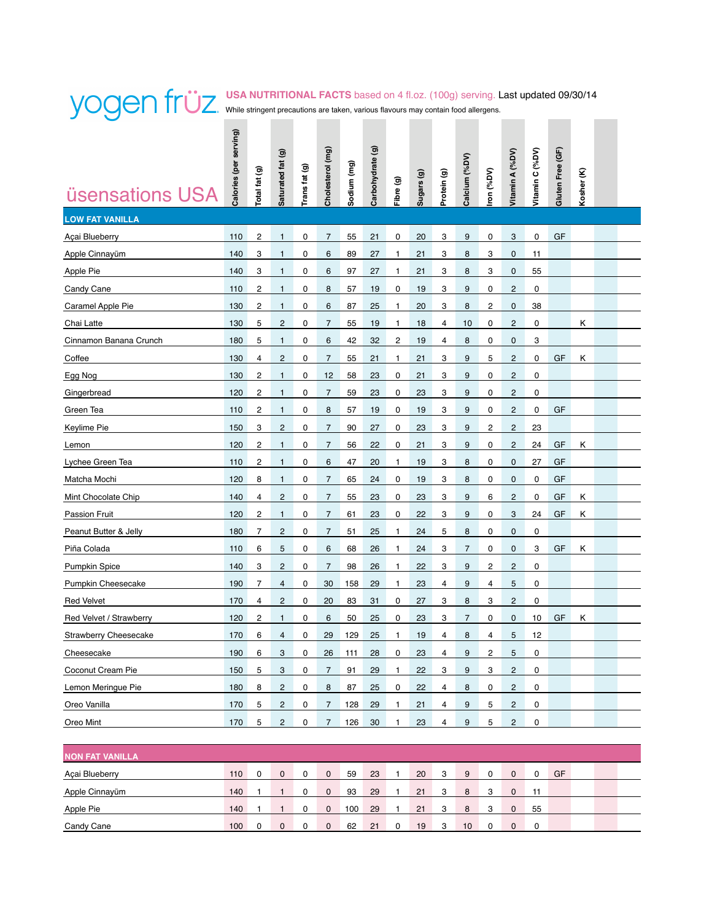# yogen früz

**USA NUTRITIONAL FACTS** based on 4 fl.oz. (100g) serving. Last updated 09/30/14

While stringent precautions are taken, various flavours may contain food allergens.

## üsensations USA

| | Calories (per serving) | Total fat (g) | Saturated fat (g) | Trans fat (g) | Cholesterol (mg) | Sodium (mg) | Carbohydrate (g) | Fibre (g) | Sugars (g) | Protein (g) | Calcium (%DV) | Iron (%DV) | Vitamin A (%DV) | Vitamin C (%DV) | Gluten Free (GF) | Kosher (K) | |
|---|---|---|---|---|---|---|---|---|---|---|---|---|---|---|---|---|---|
| **LOW FAT VANILLA** | | | | | | | | | | | | | | | | | |
| Açai Blueberry | 110 | 2 | 1 | 0 | 7 | 55 | 21 | 0 | 20 | 3 | 9 | 0 | 3 | 0 | GF | | |
| Apple Cinnayüm | 140 | 3 | 1 | 0 | 6 | 89 | 27 | 1 | 21 | 3 | 8 | 3 | 0 | 11 | | | |
| Apple Pie | 140 | 3 | 1 | 0 | 6 | 97 | 27 | 1 | 21 | 3 | 8 | 3 | 0 | 55 | | | |
| Candy Cane | 110 | 2 | 1 | 0 | 8 | 57 | 19 | 0 | 19 | 3 | 9 | 0 | 2 | 0 | | | |
| Caramel Apple Pie | 130 | 2 | 1 | 0 | 6 | 87 | 25 | 1 | 20 | 3 | 8 | 2 | 0 | 38 | | | |
| Chai Latte | 130 | 5 | 2 | 0 | 7 | 55 | 19 | 1 | 18 | 4 | 10 | 0 | 2 | 0 | | K | |
| Cinnamon Banana Crunch | 180 | 5 | 1 | 0 | 6 | 42 | 32 | 2 | 19 | 4 | 8 | 0 | 0 | 3 | | | |
| Coffee | 130 | 4 | 2 | 0 | 7 | 55 | 21 | 1 | 21 | 3 | 9 | 5 | 2 | 0 | GF | K | |
| Egg Nog | 130 | 2 | 1 | 0 | 12 | 58 | 23 | 0 | 21 | 3 | 9 | 0 | 2 | 0 | | | |
| Gingerbread | 120 | 2 | 1 | 0 | 7 | 59 | 23 | 0 | 23 | 3 | 9 | 0 | 2 | 0 | | | |
| Green Tea | 110 | 2 | 1 | 0 | 8 | 57 | 19 | 0 | 19 | 3 | 9 | 0 | 2 | 0 | GF | | |
| Keylime Pie | 150 | 3 | 2 | 0 | 7 | 90 | 27 | 0 | 23 | 3 | 9 | 2 | 2 | 23 | | | |
| Lemon | 120 | 2 | 1 | 0 | 7 | 56 | 22 | 0 | 21 | 3 | 9 | 0 | 2 | 24 | GF | K | |
| Lychee Green Tea | 110 | 2 | 1 | 0 | 6 | 47 | 20 | 1 | 19 | 3 | 8 | 0 | 0 | 27 | GF | | |
| Matcha Mochi | 120 | 8 | 1 | 0 | 7 | 65 | 24 | 0 | 19 | 3 | 8 | 0 | 0 | 0 | GF | | |
| Mint Chocolate Chip | 140 | 4 | 2 | 0 | 7 | 55 | 23 | 0 | 23 | 3 | 9 | 6 | 2 | 0 | GF | K | |
| Passion Fruit | 120 | 2 | 1 | 0 | 7 | 61 | 23 | 0 | 22 | 3 | 9 | 0 | 3 | 24 | GF | K | |
| Peanut Butter & Jelly | 180 | 7 | 2 | 0 | 7 | 51 | 25 | 1 | 24 | 5 | 8 | 0 | 0 | 0 | | | |
| Piña Colada | 110 | 6 | 5 | 0 | 6 | 68 | 26 | 1 | 24 | 3 | 7 | 0 | 0 | 3 | GF | K | |
| Pumpkin Spice | 140 | 3 | 2 | 0 | 7 | 98 | 26 | 1 | 22 | 3 | 9 | 2 | 2 | 0 | | | |
| Pumpkin Cheesecake | 190 | 7 | 4 | 0 | 30 | 158 | 29 | 1 | 23 | 4 | 9 | 4 | 5 | 0 | | | |
| Red Velvet | 170 | 4 | 2 | 0 | 20 | 83 | 31 | 0 | 27 | 3 | 8 | 3 | 2 | 0 | | | |
| Red Velvet / Strawberry | 120 | 2 | 1 | 0 | 6 | 50 | 25 | 0 | 23 | 3 | 7 | 0 | 0 | 10 | GF | K | |
| Strawberry Cheesecake | 170 | 6 | 4 | 0 | 29 | 129 | 25 | 1 | 19 | 4 | 8 | 4 | 5 | 12 | | | |
| Cheesecake | 190 | 6 | 3 | 0 | 26 | 111 | 28 | 0 | 23 | 4 | 9 | 2 | 5 | 0 | | | |
| Coconut Cream Pie | 150 | 5 | 3 | 0 | 7 | 91 | 29 | 1 | 22 | 3 | 9 | 3 | 2 | 0 | | | |
| Lemon Meringue Pie | 180 | 8 | 2 | 0 | 8 | 87 | 25 | 0 | 22 | 4 | 8 | 0 | 2 | 0 | | | |
| Oreo Vanilla | 170 | 5 | 2 | 0 | 7 | 128 | 29 | 1 | 21 | 4 | 9 | 5 | 2 | 0 | | | |
| Oreo Mint | 170 | 5 | 2 | 0 | 7 | 126 | 30 | 1 | 23 | 4 | 9 | 5 | 2 | 0 | | | |
| **NON FAT VANILLA** | | | | | | | | | | | | | | | | | |
| Açai Blueberry | 110 | 0 | 0 | 0 | 0 | 59 | 23 | 1 | 20 | 3 | 9 | 0 | 0 | 0 | GF | | |
| Apple Cinnayüm | 140 | 1 | 1 | 0 | 0 | 93 | 29 | 1 | 21 | 3 | 8 | 3 | 0 | 11 | | | |
| Apple Pie | 140 | 1 | 1 | 0 | 0 | 100 | 29 | 1 | 21 | 3 | 8 | 3 | 0 | 55 | | | |
| Candy Cane | 100 | 0 | 0 | 0 | 0 | 62 | 21 | 0 | 19 | 3 | 10 | 0 | 0 | 0 | | | |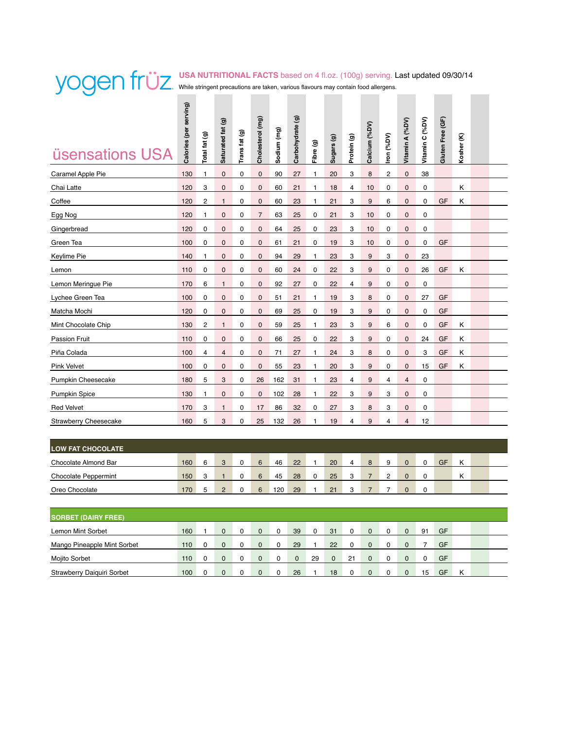# yogen früz

**USA NUTRITIONAL FACTS** based on 4 fl.oz. (100g) serving. Last updated 09/30/14

While stringent precautions are taken, various flavours may contain food allergens.

## üsensations USA

| | Calories (per serving) | Total fat (g) | Saturated fat (g) | Trans fat (g) | Cholesterol (mg) | Sodium (mg) | Carbohydrate (g) | Fibre (g) | Sugars (g) | Protein (g) | Calcium (%DV) | Iron (%DV) | Vitamin A (%DV) | Vitamin C (%DV) | Gluten Free (GF) | Kosher (K) |
|---|---|---|---|---|---|---|---|---|---|---|---|---|---|---|---|---|
| Caramel Apple Pie | 130 | 1 | 0 | 0 | 0 | 90 | 27 | 1 | 20 | 3 | 8 | 2 | 0 | 38 | | |
| Chai Latte | 120 | 3 | 0 | 0 | 0 | 60 | 21 | 1 | 18 | 4 | 10 | 0 | 0 | 0 | | K |
| Coffee | 120 | 2 | 1 | 0 | 0 | 60 | 23 | 1 | 21 | 3 | 9 | 6 | 0 | 0 | GF | K |
| Egg Nog | 120 | 1 | 0 | 0 | 7 | 63 | 25 | 0 | 21 | 3 | 10 | 0 | 0 | 0 | | |
| Gingerbread | 120 | 0 | 0 | 0 | 0 | 64 | 25 | 0 | 23 | 3 | 10 | 0 | 0 | 0 | | |
| Green Tea | 100 | 0 | 0 | 0 | 0 | 61 | 21 | 0 | 19 | 3 | 10 | 0 | 0 | 0 | GF | |
| Keylime Pie | 140 | 1 | 0 | 0 | 0 | 94 | 29 | 1 | 23 | 3 | 9 | 3 | 0 | 23 | | |
| Lemon | 110 | 0 | 0 | 0 | 0 | 60 | 24 | 0 | 22 | 3 | 9 | 0 | 0 | 26 | GF | K |
| Lemon Meringue Pie | 170 | 6 | 1 | 0 | 0 | 92 | 27 | 0 | 22 | 4 | 9 | 0 | 0 | 0 | | |
| Lychee Green Tea | 100 | 0 | 0 | 0 | 0 | 51 | 21 | 1 | 19 | 3 | 8 | 0 | 0 | 27 | GF | |
| Matcha Mochi | 120 | 0 | 0 | 0 | 0 | 69 | 25 | 0 | 19 | 3 | 9 | 0 | 0 | 0 | GF | |
| Mint Chocolate Chip | 130 | 2 | 1 | 0 | 0 | 59 | 25 | 1 | 23 | 3 | 9 | 6 | 0 | 0 | GF | K |
| Passion Fruit | 110 | 0 | 0 | 0 | 0 | 66 | 25 | 0 | 22 | 3 | 9 | 0 | 0 | 24 | GF | K |
| Piña Colada | 100 | 4 | 4 | 0 | 0 | 71 | 27 | 1 | 24 | 3 | 8 | 0 | 0 | 3 | GF | K |
| Pink Velvet | 100 | 0 | 0 | 0 | 0 | 55 | 23 | 1 | 20 | 3 | 9 | 0 | 0 | 15 | GF | K |
| Pumpkin Cheesecake | 180 | 5 | 3 | 0 | 26 | 162 | 31 | 1 | 23 | 4 | 9 | 4 | 4 | 0 | | |
| Pumpkin Spice | 130 | 1 | 0 | 0 | 0 | 102 | 28 | 1 | 22 | 3 | 9 | 3 | 0 | 0 | | |
| Red Velvet | 170 | 3 | 1 | 0 | 17 | 86 | 32 | 0 | 27 | 3 | 8 | 3 | 0 | 0 | | |
| Strawberry Cheesecake | 160 | 5 | 3 | 0 | 25 | 132 | 26 | 1 | 19 | 4 | 9 | 4 | 4 | 12 | | |
| **LOW FAT CHOCOLATE** | | | | | | | | | | | | | | | | |
| Chocolate Almond Bar | 160 | 6 | 3 | 0 | 6 | 46 | 22 | 1 | 20 | 4 | 8 | 9 | 0 | 0 | GF | K |
| Chocolate Peppermint | 150 | 3 | 1 | 0 | 6 | 45 | 28 | 0 | 25 | 3 | 7 | 2 | 0 | 0 | | K |
| Oreo Chocolate | 170 | 5 | 2 | 0 | 6 | 120 | 29 | 1 | 21 | 3 | 7 | 7 | 0 | 0 | | |
| **SORBET (DAIRY FREE)** | | | | | | | | | | | | | | | | |
| Lemon Mint Sorbet | 160 | 1 | 0 | 0 | 0 | 0 | 39 | 0 | 31 | 0 | 0 | 0 | 0 | 91 | GF | |
| Mango Pineapple Mint Sorbet | 110 | 0 | 0 | 0 | 0 | 0 | 29 | 1 | 22 | 0 | 0 | 0 | 0 | 7 | GF | |
| Mojito Sorbet | 110 | 0 | 0 | 0 | 0 | 0 | 0 | 29 | 0 | 21 | 0 | 0 | 0 | 0 | GF | |
| Strawberry Daiquiri Sorbet | 100 | 0 | 0 | 0 | 0 | 0 | 26 | 1 | 18 | 0 | 0 | 0 | 0 | 15 | GF | K |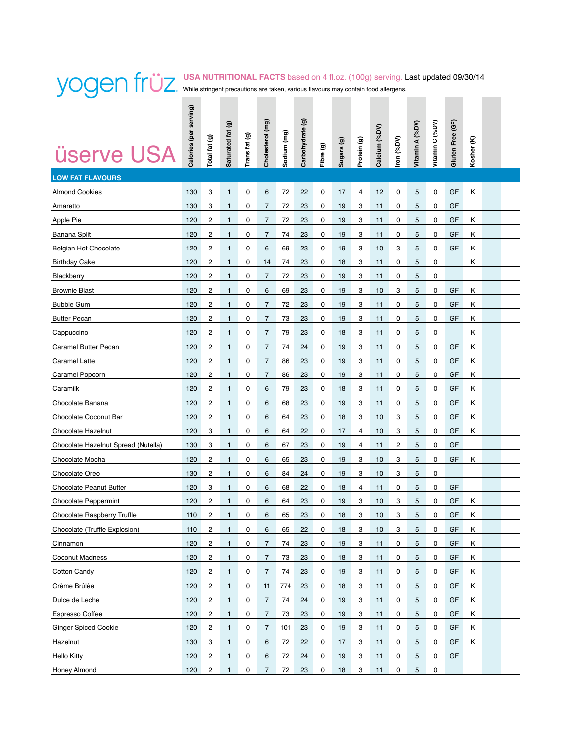# yogen früz

**USA NUTRITIONAL FACTS** based on 4 fl.oz. (100g) serving. Last updated 09/30/14

While stringent precautions are taken, various flavours may contain food allergens.

## üserve USA

| | Calories (per serving) | Total fat (g) | Saturated fat (g) | Trans fat (g) | Cholesterol (mg) | Sodium (mg) | Carbohydrate (g) | Fibre (g) | Sugars (g) | Protein (g) | Calcium (%DV) | Iron (%DV) | Vitamin A (%DV) | Vitamin C (%DV) | Gluten Free (GF) | Kosher (K) |
|---|---|---|---|---|---|---|---|---|---|---|---|---|---|---|---|---|
| **LOW FAT FLAVOURS** | | | | | | | | | | | | | | | | |
| Almond Cookies | 130 | 3 | 1 | 0 | 6 | 72 | 22 | 0 | 17 | 4 | 12 | 0 | 5 | 0 | GF | K |
| Amaretto | 130 | 3 | 1 | 0 | 7 | 72 | 23 | 0 | 19 | 3 | 11 | 0 | 5 | 0 | GF | |
| Apple Pie | 120 | 2 | 1 | 0 | 7 | 72 | 23 | 0 | 19 | 3 | 11 | 0 | 5 | 0 | GF | K |
| Banana Split | 120 | 2 | 1 | 0 | 7 | 74 | 23 | 0 | 19 | 3 | 11 | 0 | 5 | 0 | GF | K |
| Belgian Hot Chocolate | 120 | 2 | 1 | 0 | 6 | 69 | 23 | 0 | 19 | 3 | 10 | 3 | 5 | 0 | GF | K |
| Birthday Cake | 120 | 2 | 1 | 0 | 14 | 74 | 23 | 0 | 18 | 3 | 11 | 0 | 5 | 0 | | K |
| Blackberry | 120 | 2 | 1 | 0 | 7 | 72 | 23 | 0 | 19 | 3 | 11 | 0 | 5 | 0 | | |
| Brownie Blast | 120 | 2 | 1 | 0 | 6 | 69 | 23 | 0 | 19 | 3 | 10 | 3 | 5 | 0 | GF | K |
| Bubble Gum | 120 | 2 | 1 | 0 | 7 | 72 | 23 | 0 | 19 | 3 | 11 | 0 | 5 | 0 | GF | K |
| Butter Pecan | 120 | 2 | 1 | 0 | 7 | 73 | 23 | 0 | 19 | 3 | 11 | 0 | 5 | 0 | GF | K |
| Cappuccino | 120 | 2 | 1 | 0 | 7 | 79 | 23 | 0 | 18 | 3 | 11 | 0 | 5 | 0 | | K |
| Caramel Butter Pecan | 120 | 2 | 1 | 0 | 7 | 74 | 24 | 0 | 19 | 3 | 11 | 0 | 5 | 0 | GF | K |
| Caramel Latte | 120 | 2 | 1 | 0 | 7 | 86 | 23 | 0 | 19 | 3 | 11 | 0 | 5 | 0 | GF | K |
| Caramel Popcorn | 120 | 2 | 1 | 0 | 7 | 86 | 23 | 0 | 19 | 3 | 11 | 0 | 5 | 0 | GF | K |
| Caramilk | 120 | 2 | 1 | 0 | 6 | 79 | 23 | 0 | 18 | 3 | 11 | 0 | 5 | 0 | GF | K |
| Chocolate Banana | 120 | 2 | 1 | 0 | 6 | 68 | 23 | 0 | 19 | 3 | 11 | 0 | 5 | 0 | GF | K |
| Chocolate Coconut Bar | 120 | 2 | 1 | 0 | 6 | 64 | 23 | 0 | 18 | 3 | 10 | 3 | 5 | 0 | GF | K |
| Chocolate Hazelnut | 120 | 3 | 1 | 0 | 6 | 64 | 22 | 0 | 17 | 4 | 10 | 3 | 5 | 0 | GF | K |
| Chocolate Hazelnut Spread (Nutella) | 130 | 3 | 1 | 0 | 6 | 67 | 23 | 0 | 19 | 4 | 11 | 2 | 5 | 0 | GF | |
| Chocolate Mocha | 120 | 2 | 1 | 0 | 6 | 65 | 23 | 0 | 19 | 3 | 10 | 3 | 5 | 0 | GF | K |
| Chocolate Oreo | 130 | 2 | 1 | 0 | 6 | 84 | 24 | 0 | 19 | 3 | 10 | 3 | 5 | 0 | | |
| Chocolate Peanut Butter | 120 | 3 | 1 | 0 | 6 | 68 | 22 | 0 | 18 | 4 | 11 | 0 | 5 | 0 | GF | |
| Chocolate Peppermint | 120 | 2 | 1 | 0 | 6 | 64 | 23 | 0 | 19 | 3 | 10 | 3 | 5 | 0 | GF | K |
| Chocolate Raspberry Truffle | 110 | 2 | 1 | 0 | 6 | 65 | 23 | 0 | 18 | 3 | 10 | 3 | 5 | 0 | GF | K |
| Chocolate (Truffle Explosion) | 110 | 2 | 1 | 0 | 6 | 65 | 22 | 0 | 18 | 3 | 10 | 3 | 5 | 0 | GF | K |
| Cinnamon | 120 | 2 | 1 | 0 | 7 | 74 | 23 | 0 | 19 | 3 | 11 | 0 | 5 | 0 | GF | K |
| Coconut Madness | 120 | 2 | 1 | 0 | 7 | 73 | 23 | 0 | 18 | 3 | 11 | 0 | 5 | 0 | GF | K |
| Cotton Candy | 120 | 2 | 1 | 0 | 7 | 74 | 23 | 0 | 19 | 3 | 11 | 0 | 5 | 0 | GF | K |
| Crème Brûlée | 120 | 2 | 1 | 0 | 11 | 774 | 23 | 0 | 18 | 3 | 11 | 0 | 5 | 0 | GF | K |
| Dulce de Leche | 120 | 2 | 1 | 0 | 7 | 74 | 24 | 0 | 19 | 3 | 11 | 0 | 5 | 0 | GF | K |
| Espresso Coffee | 120 | 2 | 1 | 0 | 7 | 73 | 23 | 0 | 19 | 3 | 11 | 0 | 5 | 0 | GF | K |
| Ginger Spiced Cookie | 120 | 2 | 1 | 0 | 7 | 101 | 23 | 0 | 19 | 3 | 11 | 0 | 5 | 0 | GF | K |
| Hazelnut | 130 | 3 | 1 | 0 | 6 | 72 | 22 | 0 | 17 | 3 | 11 | 0 | 5 | 0 | GF | K |
| Hello Kitty | 120 | 2 | 1 | 0 | 6 | 72 | 24 | 0 | 19 | 3 | 11 | 0 | 5 | 0 | GF | |
| Honey Almond | 120 | 2 | 1 | 0 | 7 | 72 | 23 | 0 | 18 | 3 | 11 | 0 | 5 | 0 | | |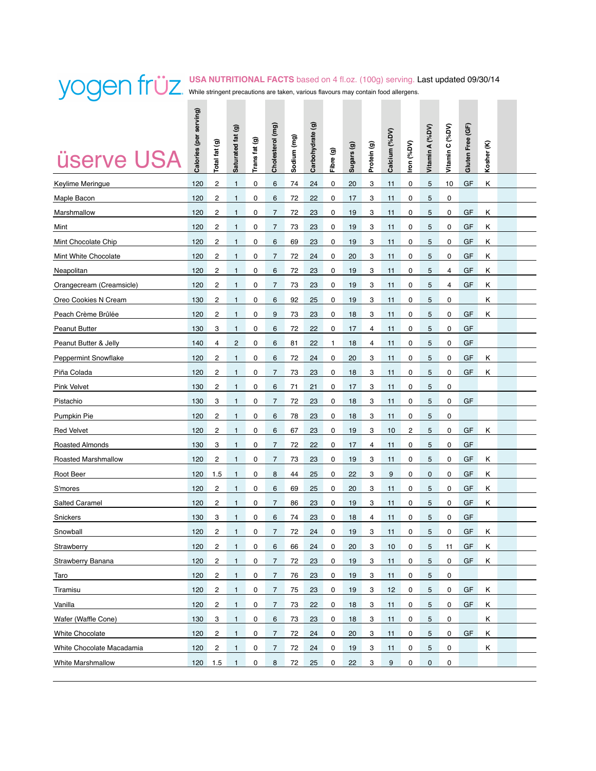# yogen früz

**USA NUTRITIONAL FACTS** based on 4 fl.oz. (100g) serving. Last updated 09/30/14

While stringent precautions are taken, various flavours may contain food allergens.

## üserve USA

| | Calories (per serving) | Total fat (g) | Saturated fat (g) | Trans fat (g) | Cholesterol (mg) | Sodium (mg) | Carbohydrate (g) | Fibre (g) | Sugars (g) | Protein (g) | Calcium (%DV) | Iron (%DV) | Vitamin A (%DV) | Vitamin C (%DV) | Gluten Free (GF) | Kosher (K) |
|---|---|---|---|---|---|---|---|---|---|---|---|---|---|---|---|---|
| Keylime Meringue | 120 | 2 | 1 | 0 | 6 | 74 | 24 | 0 | 20 | 3 | 11 | 0 | 5 | 10 | GF | K |
| Maple Bacon | 120 | 2 | 1 | 0 | 6 | 72 | 22 | 0 | 17 | 3 | 11 | 0 | 5 | 0 | | |
| Marshmallow | 120 | 2 | 1 | 0 | 7 | 72 | 23 | 0 | 19 | 3 | 11 | 0 | 5 | 0 | GF | K |
| Mint | 120 | 2 | 1 | 0 | 7 | 73 | 23 | 0 | 19 | 3 | 11 | 0 | 5 | 0 | GF | K |
| Mint Chocolate Chip | 120 | 2 | 1 | 0 | 6 | 69 | 23 | 0 | 19 | 3 | 11 | 0 | 5 | 0 | GF | K |
| Mint White Chocolate | 120 | 2 | 1 | 0 | 7 | 72 | 24 | 0 | 20 | 3 | 11 | 0 | 5 | 0 | GF | K |
| Neapolitan | 120 | 2 | 1 | 0 | 6 | 72 | 23 | 0 | 19 | 3 | 11 | 0 | 5 | 4 | GF | K |
| Orangecream (Creamsicle) | 120 | 2 | 1 | 0 | 7 | 73 | 23 | 0 | 19 | 3 | 11 | 0 | 5 | 4 | GF | K |
| Oreo Cookies N Cream | 130 | 2 | 1 | 0 | 6 | 92 | 25 | 0 | 19 | 3 | 11 | 0 | 5 | 0 | | K |
| Peach Crème Brûlée | 120 | 2 | 1 | 0 | 9 | 73 | 23 | 0 | 18 | 3 | 11 | 0 | 5 | 0 | GF | K |
| Peanut Butter | 130 | 3 | 1 | 0 | 6 | 72 | 22 | 0 | 17 | 4 | 11 | 0 | 5 | 0 | GF | |
| Peanut Butter & Jelly | 140 | 4 | 2 | 0 | 6 | 81 | 22 | 1 | 18 | 4 | 11 | 0 | 5 | 0 | GF | |
| Peppermint Snowflake | 120 | 2 | 1 | 0 | 6 | 72 | 24 | 0 | 20 | 3 | 11 | 0 | 5 | 0 | GF | K |
| Piña Colada | 120 | 2 | 1 | 0 | 7 | 73 | 23 | 0 | 18 | 3 | 11 | 0 | 5 | 0 | GF | K |
| Pink Velvet | 130 | 2 | 1 | 0 | 6 | 71 | 21 | 0 | 17 | 3 | 11 | 0 | 5 | 0 | | |
| Pistachio | 130 | 3 | 1 | 0 | 7 | 72 | 23 | 0 | 18 | 3 | 11 | 0 | 5 | 0 | GF | |
| Pumpkin Pie | 120 | 2 | 1 | 0 | 6 | 78 | 23 | 0 | 18 | 3 | 11 | 0 | 5 | 0 | | |
| Red Velvet | 120 | 2 | 1 | 0 | 6 | 67 | 23 | 0 | 19 | 3 | 10 | 2 | 5 | 0 | GF | K |
| Roasted Almonds | 130 | 3 | 1 | 0 | 7 | 72 | 22 | 0 | 17 | 4 | 11 | 0 | 5 | 0 | GF | |
| Roasted Marshmallow | 120 | 2 | 1 | 0 | 7 | 73 | 23 | 0 | 19 | 3 | 11 | 0 | 5 | 0 | GF | K |
| Root Beer | 120 | 1.5 | 1 | 0 | 8 | 44 | 25 | 0 | 22 | 3 | 9 | 0 | 0 | 0 | GF | K |
| S'mores | 120 | 2 | 1 | 0 | 6 | 69 | 25 | 0 | 20 | 3 | 11 | 0 | 5 | 0 | GF | K |
| Salted Caramel | 120 | 2 | 1 | 0 | 7 | 86 | 23 | 0 | 19 | 3 | 11 | 0 | 5 | 0 | GF | K |
| Snickers | 130 | 3 | 1 | 0 | 6 | 74 | 23 | 0 | 18 | 4 | 11 | 0 | 5 | 0 | GF | |
| Snowball | 120 | 2 | 1 | 0 | 7 | 72 | 24 | 0 | 19 | 3 | 11 | 0 | 5 | 0 | GF | K |
| Strawberry | 120 | 2 | 1 | 0 | 6 | 66 | 24 | 0 | 20 | 3 | 10 | 0 | 5 | 11 | GF | K |
| Strawberry Banana | 120 | 2 | 1 | 0 | 7 | 72 | 23 | 0 | 19 | 3 | 11 | 0 | 5 | 0 | GF | K |
| Taro | 120 | 2 | 1 | 0 | 7 | 76 | 23 | 0 | 19 | 3 | 11 | 0 | 5 | 0 | | |
| Tiramisu | 120 | 2 | 1 | 0 | 7 | 75 | 23 | 0 | 19 | 3 | 12 | 0 | 5 | 0 | GF | K |
| Vanilla | 120 | 2 | 1 | 0 | 7 | 73 | 22 | 0 | 18 | 3 | 11 | 0 | 5 | 0 | GF | K |
| Wafer (Waffle Cone) | 130 | 3 | 1 | 0 | 6 | 73 | 23 | 0 | 18 | 3 | 11 | 0 | 5 | 0 | | K |
| White Chocolate | 120 | 2 | 1 | 0 | 7 | 72 | 24 | 0 | 20 | 3 | 11 | 0 | 5 | 0 | GF | K |
| White Chocolate Macadamia | 120 | 2 | 1 | 0 | 7 | 72 | 24 | 0 | 19 | 3 | 11 | 0 | 5 | 0 | | K |
| White Marshmallow | 120 | 1.5 | 1 | 0 | 8 | 72 | 25 | 0 | 22 | 3 | 9 | 0 | 0 | 0 | | |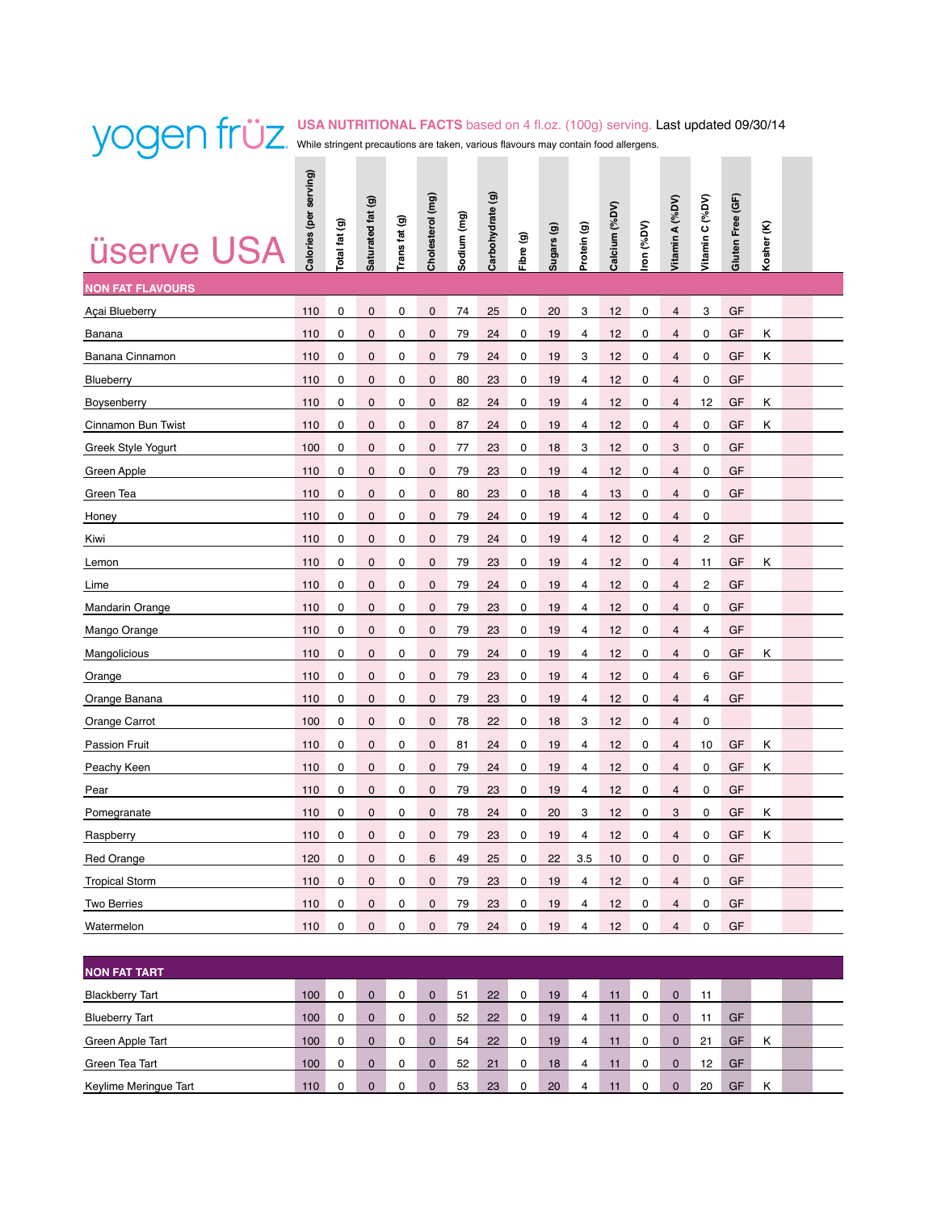# yogen früz

**USA NUTRITIONAL FACTS** based on 4 fl.oz. (100g) serving. Last updated 09/30/14

While stringent precautions are taken, various flavours may contain food allergens.

## üserve USA

| | Calories (per serving) | Total fat (g) | Saturated fat (g) | Trans fat (g) | Cholesterol (mg) | Sodium (mg) | Carbohydrate (g) | Fibre (g) | Sugars (g) | Protein (g) | Calcium (%DV) | Iron (%DV) | Vitamin A (%DV) | Vitamin C (%DV) | Gluten Free (GF) | Kosher (K) |
|---|---|---|---|---|---|---|---|---|---|---|---|---|---|---|---|---|
| **NON FAT FLAVOURS** | | | | | | | | | | | | | | | | |
| Açai Blueberry | 110 | 0 | 0 | 0 | 0 | 74 | 25 | 0 | 20 | 3 | 12 | 0 | 4 | 3 | GF | |
| Banana | 110 | 0 | 0 | 0 | 0 | 79 | 24 | 0 | 19 | 4 | 12 | 0 | 4 | 0 | GF | K |
| Banana Cinnamon | 110 | 0 | 0 | 0 | 0 | 79 | 24 | 0 | 19 | 3 | 12 | 0 | 4 | 0 | GF | K |
| Blueberry | 110 | 0 | 0 | 0 | 0 | 80 | 23 | 0 | 19 | 4 | 12 | 0 | 4 | 0 | GF | |
| Boysenberry | 110 | 0 | 0 | 0 | 0 | 82 | 24 | 0 | 19 | 4 | 12 | 0 | 4 | 12 | GF | K |
| Cinnamon Bun Twist | 110 | 0 | 0 | 0 | 0 | 87 | 24 | 0 | 19 | 4 | 12 | 0 | 4 | 0 | GF | K |
| Greek Style Yogurt | 100 | 0 | 0 | 0 | 0 | 77 | 23 | 0 | 18 | 3 | 12 | 0 | 3 | 0 | GF | |
| Green Apple | 110 | 0 | 0 | 0 | 0 | 79 | 23 | 0 | 19 | 4 | 12 | 0 | 4 | 0 | GF | |
| Green Tea | 110 | 0 | 0 | 0 | 0 | 80 | 23 | 0 | 18 | 4 | 13 | 0 | 4 | 0 | GF | |
| Honey | 110 | 0 | 0 | 0 | 0 | 79 | 24 | 0 | 19 | 4 | 12 | 0 | 4 | 0 | | |
| Kiwi | 110 | 0 | 0 | 0 | 0 | 79 | 24 | 0 | 19 | 4 | 12 | 0 | 4 | 2 | GF | |
| Lemon | 110 | 0 | 0 | 0 | 0 | 79 | 23 | 0 | 19 | 4 | 12 | 0 | 4 | 11 | GF | K |
| Lime | 110 | 0 | 0 | 0 | 0 | 79 | 24 | 0 | 19 | 4 | 12 | 0 | 4 | 2 | GF | |
| Mandarin Orange | 110 | 0 | 0 | 0 | 0 | 79 | 23 | 0 | 19 | 4 | 12 | 0 | 4 | 0 | GF | |
| Mango Orange | 110 | 0 | 0 | 0 | 0 | 79 | 23 | 0 | 19 | 4 | 12 | 0 | 4 | 4 | GF | |
| Mangolicious | 110 | 0 | 0 | 0 | 0 | 79 | 24 | 0 | 19 | 4 | 12 | 0 | 4 | 0 | GF | K |
| Orange | 110 | 0 | 0 | 0 | 0 | 79 | 23 | 0 | 19 | 4 | 12 | 0 | 4 | 6 | GF | |
| Orange Banana | 110 | 0 | 0 | 0 | 0 | 79 | 23 | 0 | 19 | 4 | 12 | 0 | 4 | 4 | GF | |
| Orange Carrot | 100 | 0 | 0 | 0 | 0 | 78 | 22 | 0 | 18 | 3 | 12 | 0 | 4 | 0 | | |
| Passion Fruit | 110 | 0 | 0 | 0 | 0 | 81 | 24 | 0 | 19 | 4 | 12 | 0 | 4 | 10 | GF | K |
| Peachy Keen | 110 | 0 | 0 | 0 | 0 | 79 | 24 | 0 | 19 | 4 | 12 | 0 | 4 | 0 | GF | K |
| Pear | 110 | 0 | 0 | 0 | 0 | 79 | 23 | 0 | 19 | 4 | 12 | 0 | 4 | 0 | GF | |
| Pomegranate | 110 | 0 | 0 | 0 | 0 | 78 | 24 | 0 | 20 | 3 | 12 | 0 | 3 | 0 | GF | K |
| Raspberry | 110 | 0 | 0 | 0 | 0 | 79 | 23 | 0 | 19 | 4 | 12 | 0 | 4 | 0 | GF | K |
| Red Orange | 120 | 0 | 0 | 0 | 6 | 49 | 25 | 0 | 22 | 3.5 | 10 | 0 | 0 | 0 | GF | |
| Tropical Storm | 110 | 0 | 0 | 0 | 0 | 79 | 23 | 0 | 19 | 4 | 12 | 0 | 4 | 0 | GF | |
| Two Berries | 110 | 0 | 0 | 0 | 0 | 79 | 23 | 0 | 19 | 4 | 12 | 0 | 4 | 0 | GF | |
| Watermelon | 110 | 0 | 0 | 0 | 0 | 79 | 24 | 0 | 19 | 4 | 12 | 0 | 4 | 0 | GF | |
| **NON FAT TART** | | | | | | | | | | | | | | | | |
| Blackberry Tart | 100 | 0 | 0 | 0 | 0 | 51 | 22 | 0 | 19 | 4 | 11 | 0 | 0 | 11 | | |
| Blueberry Tart | 100 | 0 | 0 | 0 | 0 | 52 | 22 | 0 | 19 | 4 | 11 | 0 | 0 | 11 | GF | |
| Green Apple Tart | 100 | 0 | 0 | 0 | 0 | 54 | 22 | 0 | 19 | 4 | 11 | 0 | 0 | 21 | GF | K |
| Green Tea Tart | 100 | 0 | 0 | 0 | 0 | 52 | 21 | 0 | 18 | 4 | 11 | 0 | 0 | 12 | GF | |
| Keylime Meringue Tart | 110 | 0 | 0 | 0 | 0 | 53 | 23 | 0 | 20 | 4 | 11 | 0 | 0 | 20 | GF | K |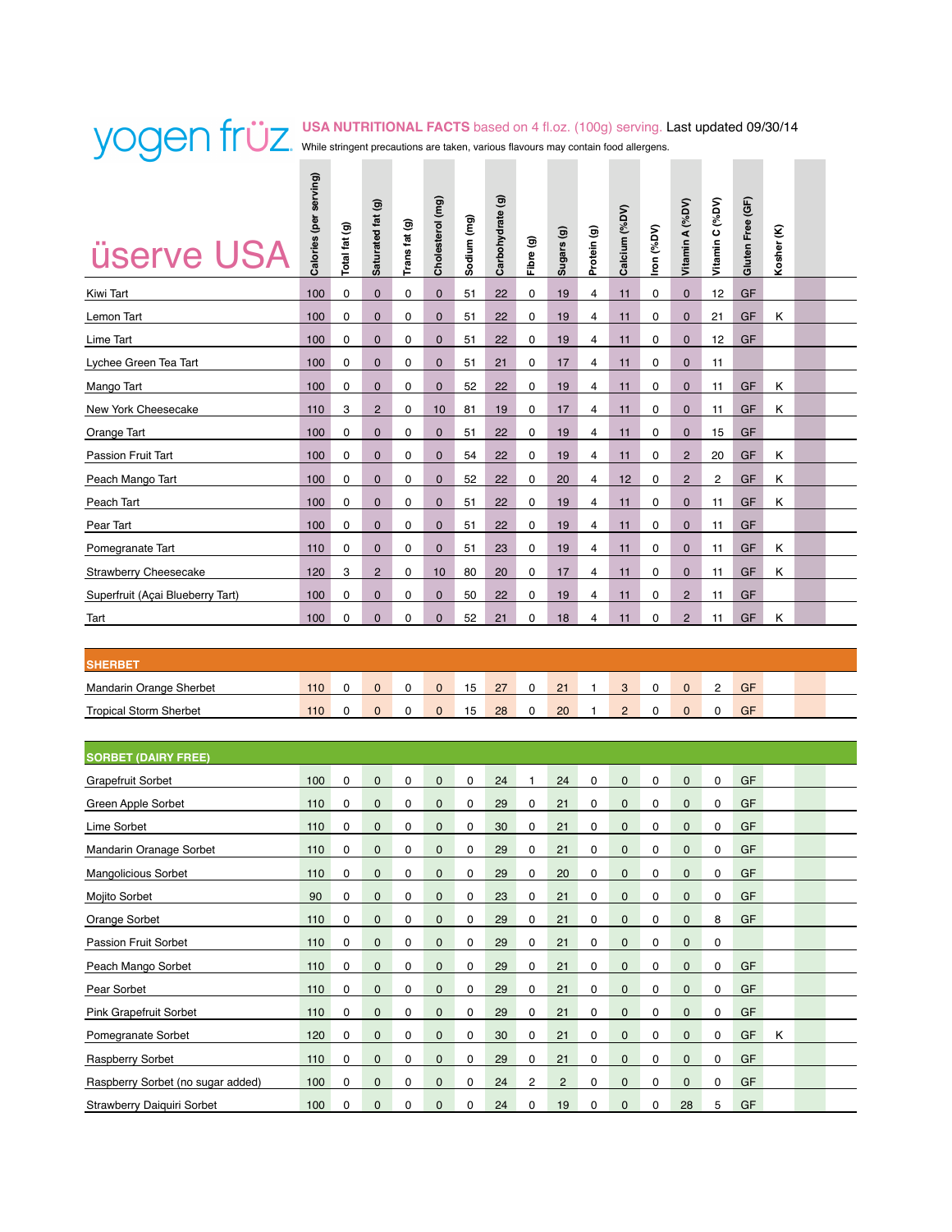# yogen früz

**USA NUTRITIONAL FACTS** based on 4 fl.oz. (100g) serving. Last updated 09/30/14

While stringent precautions are taken, various flavours may contain food allergens.

## üserve USA

| | Calories (per serving) | Total fat (g) | Saturated fat (g) | Trans fat (g) | Cholesterol (mg) | Sodium (mg) | Carbohydrate (g) | Fibre (g) | Sugars (g) | Protein (g) | Calcium (%DV) | Iron (%DV) | Vitamin A (%DV) | Vitamin C (%DV) | Gluten Free (GF) | Kosher (K) |
|---|---|---|---|---|---|---|---|---|---|---|---|---|---|---|---|---|
| Kiwi Tart | 100 | 0 | 0 | 0 | 0 | 51 | 22 | 0 | 19 | 4 | 11 | 0 | 0 | 12 | GF | |
| Lemon Tart | 100 | 0 | 0 | 0 | 0 | 51 | 22 | 0 | 19 | 4 | 11 | 0 | 0 | 21 | GF | K |
| Lime Tart | 100 | 0 | 0 | 0 | 0 | 51 | 22 | 0 | 19 | 4 | 11 | 0 | 0 | 12 | GF | |
| Lychee Green Tea Tart | 100 | 0 | 0 | 0 | 0 | 51 | 21 | 0 | 17 | 4 | 11 | 0 | 0 | 11 | | |
| Mango Tart | 100 | 0 | 0 | 0 | 0 | 52 | 22 | 0 | 19 | 4 | 11 | 0 | 0 | 11 | GF | K |
| New York Cheesecake | 110 | 3 | 2 | 0 | 10 | 81 | 19 | 0 | 17 | 4 | 11 | 0 | 0 | 11 | GF | K |
| Orange Tart | 100 | 0 | 0 | 0 | 0 | 51 | 22 | 0 | 19 | 4 | 11 | 0 | 0 | 15 | GF | |
| Passion Fruit Tart | 100 | 0 | 0 | 0 | 0 | 54 | 22 | 0 | 19 | 4 | 11 | 0 | 2 | 20 | GF | K |
| Peach Mango Tart | 100 | 0 | 0 | 0 | 0 | 52 | 22 | 0 | 20 | 4 | 12 | 0 | 2 | 2 | GF | K |
| Peach Tart | 100 | 0 | 0 | 0 | 0 | 51 | 22 | 0 | 19 | 4 | 11 | 0 | 0 | 11 | GF | K |
| Pear Tart | 100 | 0 | 0 | 0 | 0 | 51 | 22 | 0 | 19 | 4 | 11 | 0 | 0 | 11 | GF | |
| Pomegranate Tart | 110 | 0 | 0 | 0 | 0 | 51 | 23 | 0 | 19 | 4 | 11 | 0 | 0 | 11 | GF | K |
| Strawberry Cheesecake | 120 | 3 | 2 | 0 | 10 | 80 | 20 | 0 | 17 | 4 | 11 | 0 | 0 | 11 | GF | K |
| Superfruit (Açai Blueberry Tart) | 100 | 0 | 0 | 0 | 0 | 50 | 22 | 0 | 19 | 4 | 11 | 0 | 2 | 11 | GF | |
| Tart | 100 | 0 | 0 | 0 | 0 | 52 | 21 | 0 | 18 | 4 | 11 | 0 | 2 | 11 | GF | K |
| **SHERBET** | | | | | | | | | | | | | | | | |
| Mandarin Orange Sherbet | 110 | 0 | 0 | 0 | 0 | 15 | 27 | 0 | 21 | 1 | 3 | 0 | 0 | 2 | GF | |
| Tropical Storm Sherbet | 110 | 0 | 0 | 0 | 0 | 15 | 28 | 0 | 20 | 1 | 2 | 0 | 0 | 0 | GF | |
| **SORBET (DAIRY FREE)** | | | | | | | | | | | | | | | | |
| Grapefruit Sorbet | 100 | 0 | 0 | 0 | 0 | 0 | 24 | 1 | 24 | 0 | 0 | 0 | 0 | 0 | GF | |
| Green Apple Sorbet | 110 | 0 | 0 | 0 | 0 | 0 | 29 | 0 | 21 | 0 | 0 | 0 | 0 | 0 | GF | |
| Lime Sorbet | 110 | 0 | 0 | 0 | 0 | 0 | 30 | 0 | 21 | 0 | 0 | 0 | 0 | 0 | GF | |
| Mandarin Oranage Sorbet | 110 | 0 | 0 | 0 | 0 | 0 | 29 | 0 | 21 | 0 | 0 | 0 | 0 | 0 | GF | |
| Mangolicious Sorbet | 110 | 0 | 0 | 0 | 0 | 0 | 29 | 0 | 20 | 0 | 0 | 0 | 0 | 0 | GF | |
| Mojito Sorbet | 90 | 0 | 0 | 0 | 0 | 0 | 23 | 0 | 21 | 0 | 0 | 0 | 0 | 0 | GF | |
| Orange Sorbet | 110 | 0 | 0 | 0 | 0 | 0 | 29 | 0 | 21 | 0 | 0 | 0 | 0 | 8 | GF | |
| Passion Fruit Sorbet | 110 | 0 | 0 | 0 | 0 | 0 | 29 | 0 | 21 | 0 | 0 | 0 | 0 | 0 | | |
| Peach Mango Sorbet | 110 | 0 | 0 | 0 | 0 | 0 | 29 | 0 | 21 | 0 | 0 | 0 | 0 | 0 | GF | |
| Pear Sorbet | 110 | 0 | 0 | 0 | 0 | 0 | 29 | 0 | 21 | 0 | 0 | 0 | 0 | 0 | GF | |
| Pink Grapefruit Sorbet | 110 | 0 | 0 | 0 | 0 | 0 | 29 | 0 | 21 | 0 | 0 | 0 | 0 | 0 | GF | |
| Pomegranate Sorbet | 120 | 0 | 0 | 0 | 0 | 0 | 30 | 0 | 21 | 0 | 0 | 0 | 0 | 0 | GF | K |
| Raspberry Sorbet | 110 | 0 | 0 | 0 | 0 | 0 | 29 | 0 | 21 | 0 | 0 | 0 | 0 | 0 | GF | |
| Raspberry Sorbet (no sugar added) | 100 | 0 | 0 | 0 | 0 | 0 | 24 | 2 | 2 | 0 | 0 | 0 | 0 | 0 | GF | |
| Strawberry Daiquiri Sorbet | 100 | 0 | 0 | 0 | 0 | 0 | 24 | 0 | 19 | 0 | 0 | 0 | 28 | 5 | GF | |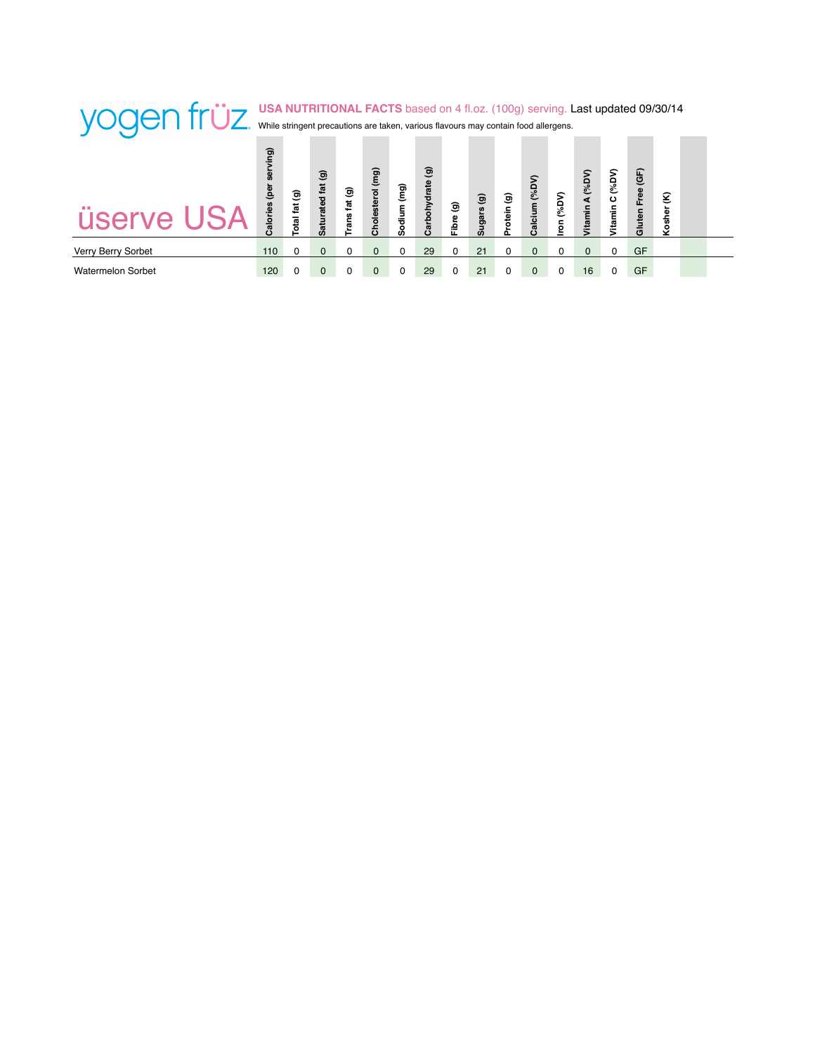# yogen früz

**USA NUTRITIONAL FACTS** based on 4 fl.oz. (100g) serving. Last updated 09/30/14

While stringent precautions are taken, various flavours may contain food allergens.

## üserve USA

| | Calories (per serving) | Total fat (g) | Saturated fat (g) | Trans fat (g) | Cholesterol (mg) | Sodium (mg) | Carbohydrate (g) | Fibre (g) | Sugars (g) | Protein (g) | Calcium (%DV) | Iron (%DV) | Vitamin A (%DV) | Vitamin C (%DV) | Gluten Free (GF) | Kosher (K) | |
|---|---|---|---|---|---|---|---|---|---|---|---|---|---|---|---|---|---|
| Verry Berry Sorbet | 110 | 0 | 0 | 0 | 0 | 0 | 29 | 0 | 21 | 0 | 0 | 0 | 0 | 0 | GF | | |
| Watermelon Sorbet | 120 | 0 | 0 | 0 | 0 | 0 | 29 | 0 | 21 | 0 | 0 | 0 | 16 | 0 | GF | | |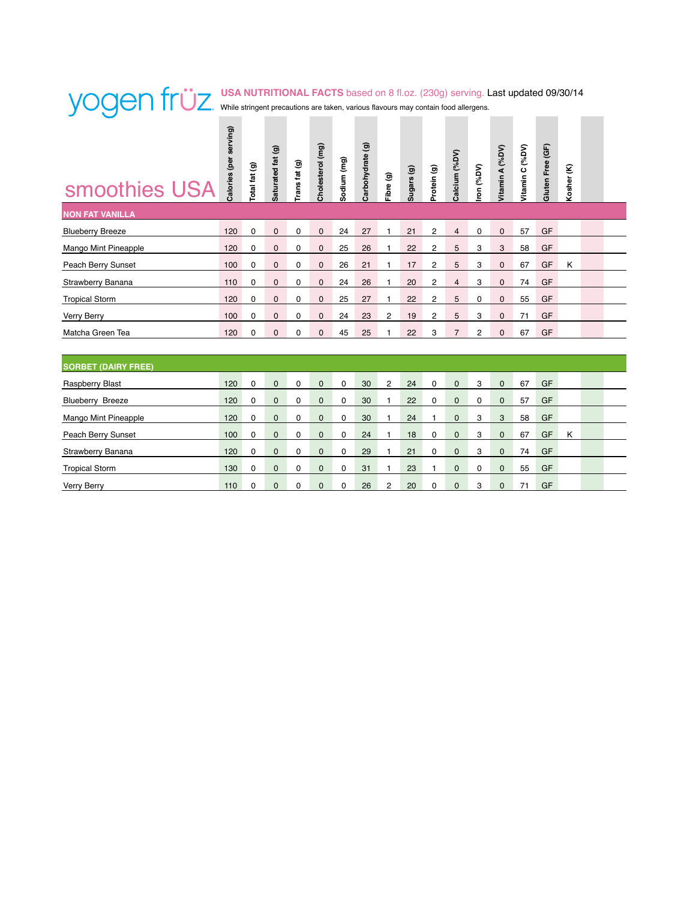# yogen früz

**USA NUTRITIONAL FACTS** based on 8 fl.oz. (230g) serving. Last updated 09/30/14

While stringent precautions are taken, various flavours may contain food allergens.

## smoothies USA

| | Calories (per serving) | Total fat (g) | Saturated fat (g) | Trans fat (g) | Cholesterol (mg) | Sodium (mg) | Carbohydrate (g) | Fibre (g) | Sugars (g) | Protein (g) | Calcium (%DV) | Iron (%DV) | Vitamin A (%DV) | Vitamin C (%DV) | Gluten Free (GF) | Kosher (K) | |
|---|---|---|---|---|---|---|---|---|---|---|---|---|---|---|---|---|---|
| **NON FAT VANILLA** | | | | | | | | | | | | | | | | | |
| Blueberry Breeze | 120 | 0 | 0 | 0 | 0 | 24 | 27 | 1 | 21 | 2 | 4 | 0 | 0 | 57 | GF | | |
| Mango Mint Pineapple | 120 | 0 | 0 | 0 | 0 | 25 | 26 | 1 | 22 | 2 | 5 | 3 | 3 | 58 | GF | | |
| Peach Berry Sunset | 100 | 0 | 0 | 0 | 0 | 26 | 21 | 1 | 17 | 2 | 5 | 3 | 0 | 67 | GF | K | |
| Strawberry Banana | 110 | 0 | 0 | 0 | 0 | 24 | 26 | 1 | 20 | 2 | 4 | 3 | 0 | 74 | GF | | |
| Tropical Storm | 120 | 0 | 0 | 0 | 0 | 25 | 27 | 1 | 22 | 2 | 5 | 0 | 0 | 55 | GF | | |
| Verry Berry | 100 | 0 | 0 | 0 | 0 | 24 | 23 | 2 | 19 | 2 | 5 | 3 | 0 | 71 | GF | | |
| Matcha Green Tea | 120 | 0 | 0 | 0 | 0 | 45 | 25 | 1 | 22 | 3 | 7 | 2 | 0 | 67 | GF | | |
| **SORBET (DAIRY FREE)** | | | | | | | | | | | | | | | | | |
| Raspberry Blast | 120 | 0 | 0 | 0 | 0 | 0 | 30 | 2 | 24 | 0 | 0 | 3 | 0 | 67 | GF | | |
| Blueberry Breeze | 120 | 0 | 0 | 0 | 0 | 0 | 30 | 1 | 22 | 0 | 0 | 0 | 0 | 57 | GF | | |
| Mango Mint Pineapple | 120 | 0 | 0 | 0 | 0 | 0 | 30 | 1 | 24 | 1 | 0 | 3 | 3 | 58 | GF | | |
| Peach Berry Sunset | 100 | 0 | 0 | 0 | 0 | 0 | 24 | 1 | 18 | 0 | 0 | 3 | 0 | 67 | GF | K | |
| Strawberry Banana | 120 | 0 | 0 | 0 | 0 | 0 | 29 | 1 | 21 | 0 | 0 | 3 | 0 | 74 | GF | | |
| Tropical Storm | 130 | 0 | 0 | 0 | 0 | 0 | 31 | 1 | 23 | 1 | 0 | 0 | 0 | 55 | GF | | |
| Verry Berry | 110 | 0 | 0 | 0 | 0 | 0 | 26 | 2 | 20 | 0 | 0 | 3 | 0 | 71 | GF | | |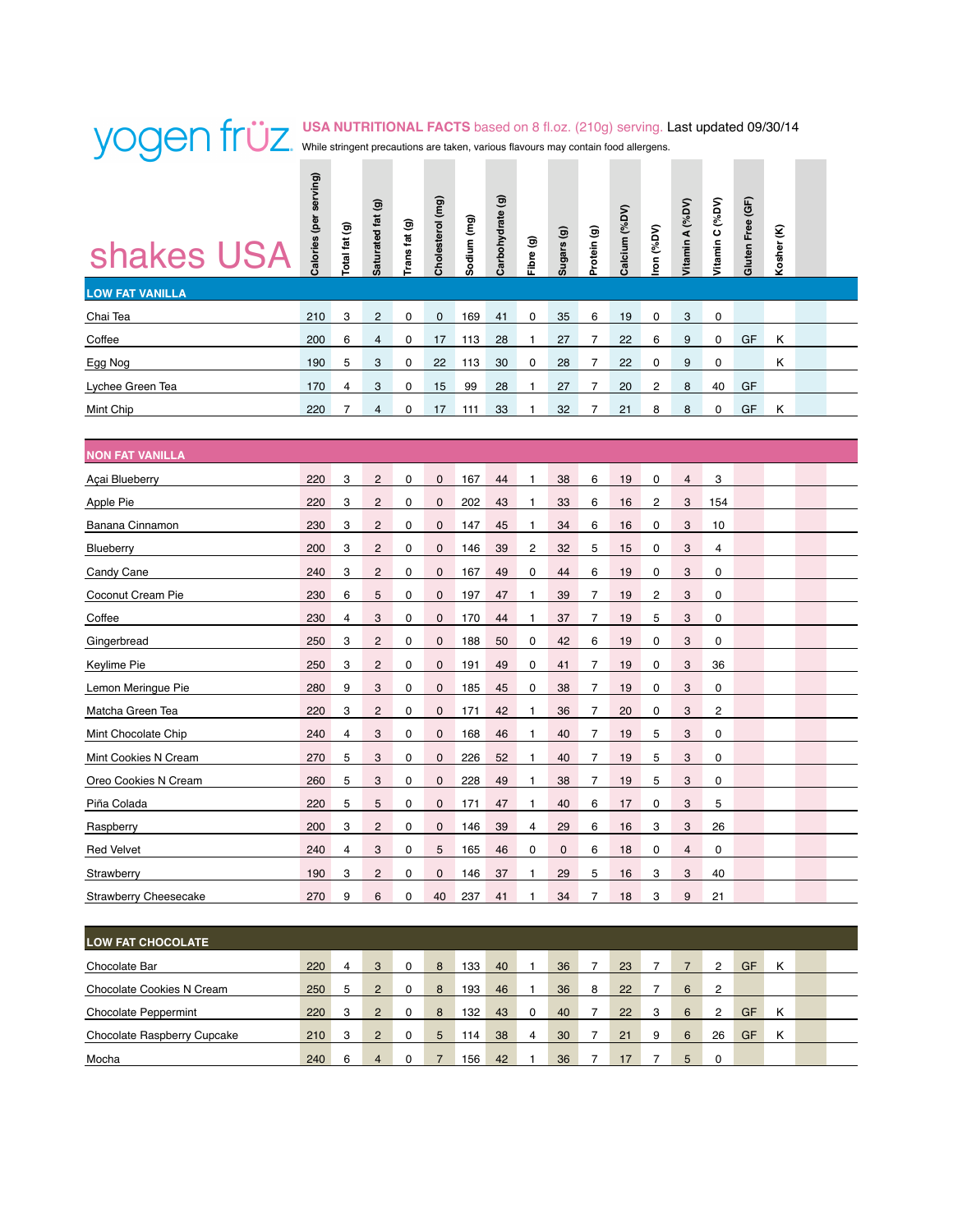# yogen früz

USA NUTRITIONAL FACTS based on 8 fl.oz. (210g) serving. Last updated 09/30/14

While stringent precautions are taken, various flavours may contain food allergens.

## shakes USA

| | Calories (per serving) | Total fat (g) | Saturated fat (g) | Trans fat (g) | Cholesterol (mg) | Sodium (mg) | Carbohydrate (g) | Fibre (g) | Sugars (g) | Protein (g) | Calcium (%DV) | Iron (%DV) | Vitamin A (%DV) | Vitamin C (%DV) | Gluten Free (GF) | Kosher (K) |
|---|---|---|---|---|---|---|---|---|---|---|---|---|---|---|---|---|
| **LOW FAT VANILLA** | | | | | | | | | | | | | | | | |
| Chai Tea | 210 | 3 | 2 | 0 | 0 | 169 | 41 | 0 | 35 | 6 | 19 | 0 | 3 | 0 | | |
| Coffee | 200 | 6 | 4 | 0 | 17 | 113 | 28 | 1 | 27 | 7 | 22 | 6 | 9 | 0 | GF | K |
| Egg Nog | 190 | 5 | 3 | 0 | 22 | 113 | 30 | 0 | 28 | 7 | 22 | 0 | 9 | 0 | | K |
| Lychee Green Tea | 170 | 4 | 3 | 0 | 15 | 99 | 28 | 1 | 27 | 7 | 20 | 2 | 8 | 40 | GF | |
| Mint Chip | 220 | 7 | 4 | 0 | 17 | 111 | 33 | 1 | 32 | 7 | 21 | 8 | 8 | 0 | GF | K |
| **NON FAT VANILLA** | | | | | | | | | | | | | | | | |
| Açai Blueberry | 220 | 3 | 2 | 0 | 0 | 167 | 44 | 1 | 38 | 6 | 19 | 0 | 4 | 3 | | |
| Apple Pie | 220 | 3 | 2 | 0 | 0 | 202 | 43 | 1 | 33 | 6 | 16 | 2 | 3 | 154 | | |
| Banana Cinnamon | 230 | 3 | 2 | 0 | 0 | 147 | 45 | 1 | 34 | 6 | 16 | 0 | 3 | 10 | | |
| Blueberry | 200 | 3 | 2 | 0 | 0 | 146 | 39 | 2 | 32 | 5 | 15 | 0 | 3 | 4 | | |
| Candy Cane | 240 | 3 | 2 | 0 | 0 | 167 | 49 | 0 | 44 | 6 | 19 | 0 | 3 | 0 | | |
| Coconut Cream Pie | 230 | 6 | 5 | 0 | 0 | 197 | 47 | 1 | 39 | 7 | 19 | 2 | 3 | 0 | | |
| Coffee | 230 | 4 | 3 | 0 | 0 | 170 | 44 | 1 | 37 | 7 | 19 | 5 | 3 | 0 | | |
| Gingerbread | 250 | 3 | 2 | 0 | 0 | 188 | 50 | 0 | 42 | 6 | 19 | 0 | 3 | 0 | | |
| Keylime Pie | 250 | 3 | 2 | 0 | 0 | 191 | 49 | 0 | 41 | 7 | 19 | 0 | 3 | 36 | | |
| Lemon Meringue Pie | 280 | 9 | 3 | 0 | 0 | 185 | 45 | 0 | 38 | 7 | 19 | 0 | 3 | 0 | | |
| Matcha Green Tea | 220 | 3 | 2 | 0 | 0 | 171 | 42 | 1 | 36 | 7 | 20 | 0 | 3 | 2 | | |
| Mint Chocolate Chip | 240 | 4 | 3 | 0 | 0 | 168 | 46 | 1 | 40 | 7 | 19 | 5 | 3 | 0 | | |
| Mint Cookies N Cream | 270 | 5 | 3 | 0 | 0 | 226 | 52 | 1 | 40 | 7 | 19 | 5 | 3 | 0 | | |
| Oreo Cookies N Cream | 260 | 5 | 3 | 0 | 0 | 228 | 49 | 1 | 38 | 7 | 19 | 5 | 3 | 0 | | |
| Piña Colada | 220 | 5 | 5 | 0 | 0 | 171 | 47 | 1 | 40 | 6 | 17 | 0 | 3 | 5 | | |
| Raspberry | 200 | 3 | 2 | 0 | 0 | 146 | 39 | 4 | 29 | 6 | 16 | 3 | 3 | 26 | | |
| Red Velvet | 240 | 4 | 3 | 0 | 5 | 165 | 46 | 0 | 0 | 6 | 18 | 0 | 4 | 0 | | |
| Strawberry | 190 | 3 | 2 | 0 | 0 | 146 | 37 | 1 | 29 | 5 | 16 | 3 | 3 | 40 | | |
| Strawberry Cheesecake | 270 | 9 | 6 | 0 | 40 | 237 | 41 | 1 | 34 | 7 | 18 | 3 | 9 | 21 | | |
| **LOW FAT CHOCOLATE** | | | | | | | | | | | | | | | | |
| Chocolate Bar | 220 | 4 | 3 | 0 | 8 | 133 | 40 | 1 | 36 | 7 | 23 | 7 | 7 | 2 | GF | K |
| Chocolate Cookies N Cream | 250 | 5 | 2 | 0 | 8 | 193 | 46 | 1 | 36 | 8 | 22 | 7 | 6 | 2 | | |
| Chocolate Peppermint | 220 | 3 | 2 | 0 | 8 | 132 | 43 | 0 | 40 | 7 | 22 | 3 | 6 | 2 | GF | K |
| Chocolate Raspberry Cupcake | 210 | 3 | 2 | 0 | 5 | 114 | 38 | 4 | 30 | 7 | 21 | 9 | 6 | 26 | GF | K |
| Mocha | 240 | 6 | 4 | 0 | 7 | 156 | 42 | 1 | 36 | 7 | 17 | 7 | 5 | 0 | | |